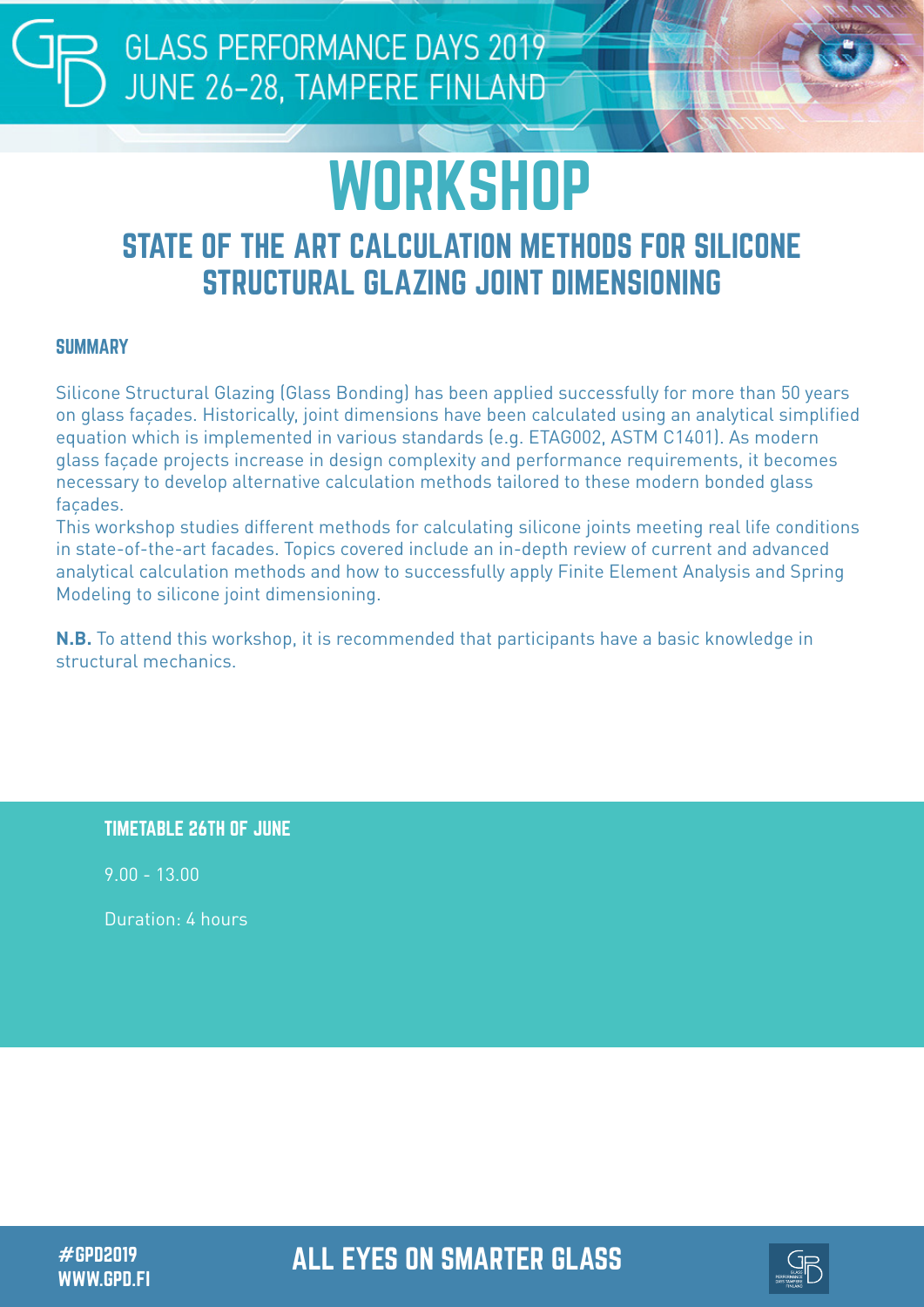# WORKSHOP

## STATE OF THE ART CALCULATION METHODS FOR SILICONE STRUCTURAL GLAZING JOINT DIMENSIONING

### SUMMARY

Silicone Structural Glazing (Glass Bonding) has been applied successfully for more than 50 years on glass façades. Historically, joint dimensions have been calculated using an analytical simplified equation which is implemented in various standards (e.g. ETAG002, ASTM C1401). As modern glass façade projects increase in design complexity and performance requirements, it becomes necessary to develop alternative calculation methods tailored to these modern bonded glass façades.

This workshop studies different methods for calculating silicone joints meeting real life conditions in state-of-the-art facades. Topics covered include an in-depth review of current and advanced analytical calculation methods and how to successfully apply Finite Element Analysis and Spring Modeling to silicone joint dimensioning.

**N.B.** To attend this workshop, it is recommended that participants have a basic knowledge in structural mechanics.

### TIMETABLE 26TH OF JUNE

9.00 - 13.00

Duration: 4 hours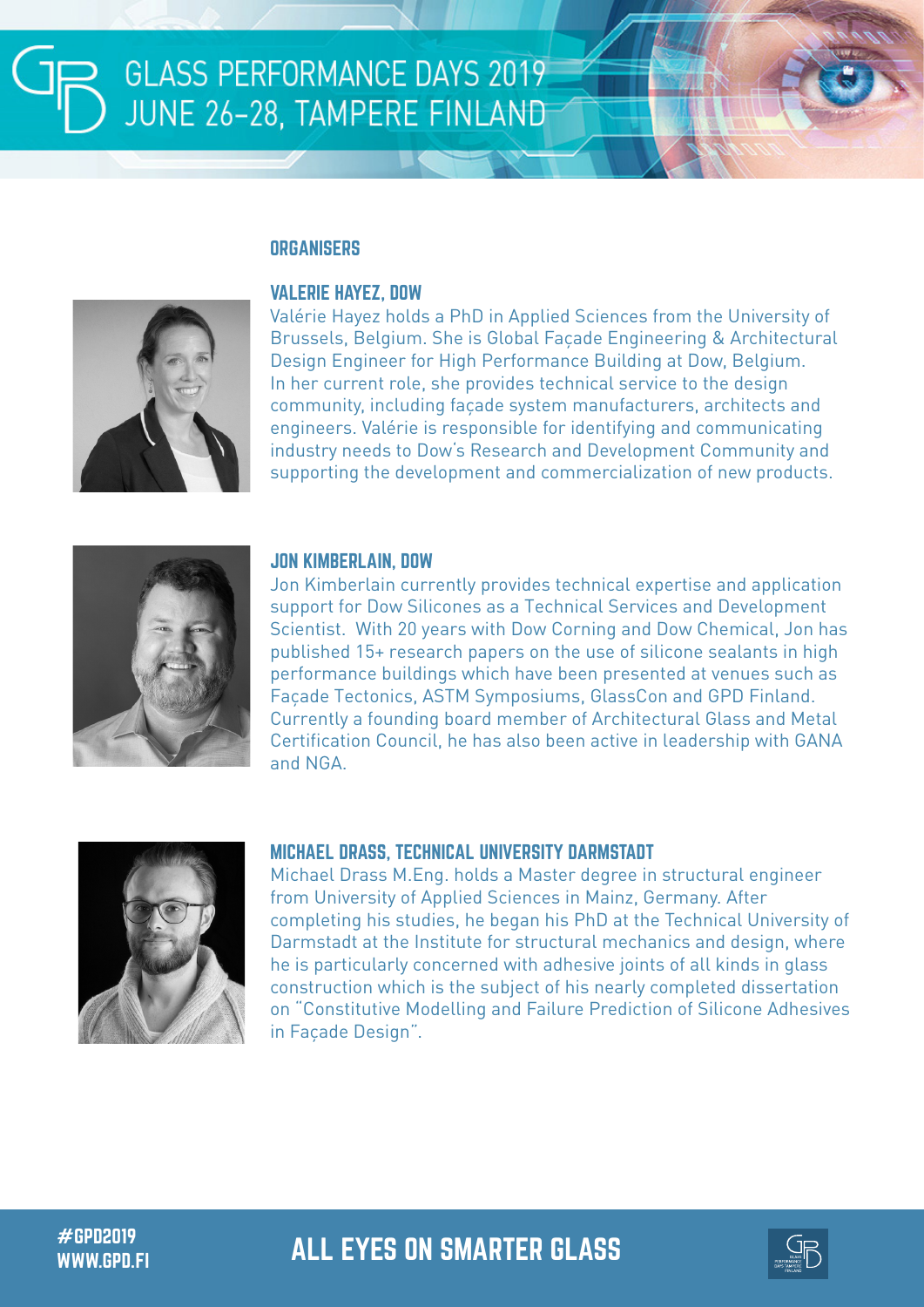## ORGANISERS

### VALERIE HAYEZ, DOW

Valérie Hayez holds a PhD in Applied Sciences from the University of Brussels, Belgium. She is Global Façade Engineering & Architectural Design Engineer for High Performance Building at Dow, Belgium. In her current role, she provides technical service to the design community, including façade system manufacturers, architects and engineers. Valérie is responsible for identifying and communicating industry needs to Dow's Research and Development Community and supporting the development and commercialization of new products.

### JON KIMBERLAIN, DOW

Jon Kimberlain currently provides technical expertise and application support for Dow Silicones as a Technical Services and Development Scientist. With 20 years with Dow Corning and Dow Chemical, Jon has published 15+ research papers on the use of silicone sealants in high performance buildings which have been presented at venues such as Façade Tectonics, ASTM Symposiums, GlassCon and GPD Finland. Currently a founding board member of Architectural Glass and Metal Certification Council, he has also been active in leadership with GANA and NGA.

### MICHAEL DRASS, TECHNICAL UNIVERSITY DARMSTADT

Michael Drass M.Eng. holds a Master degree in structural engineer from University of Applied Sciences in Mainz, Germany. After completing his studies, he began his PhD at the Technical University of Darmstadt at the Institute for structural mechanics and design, where he is particularly concerned with adhesive joints of all kinds in glass construction which is the subject of his nearly completed dissertation on "Constitutive Modelling and Failure Prediction of Silicone Adhesives in Façade Design".